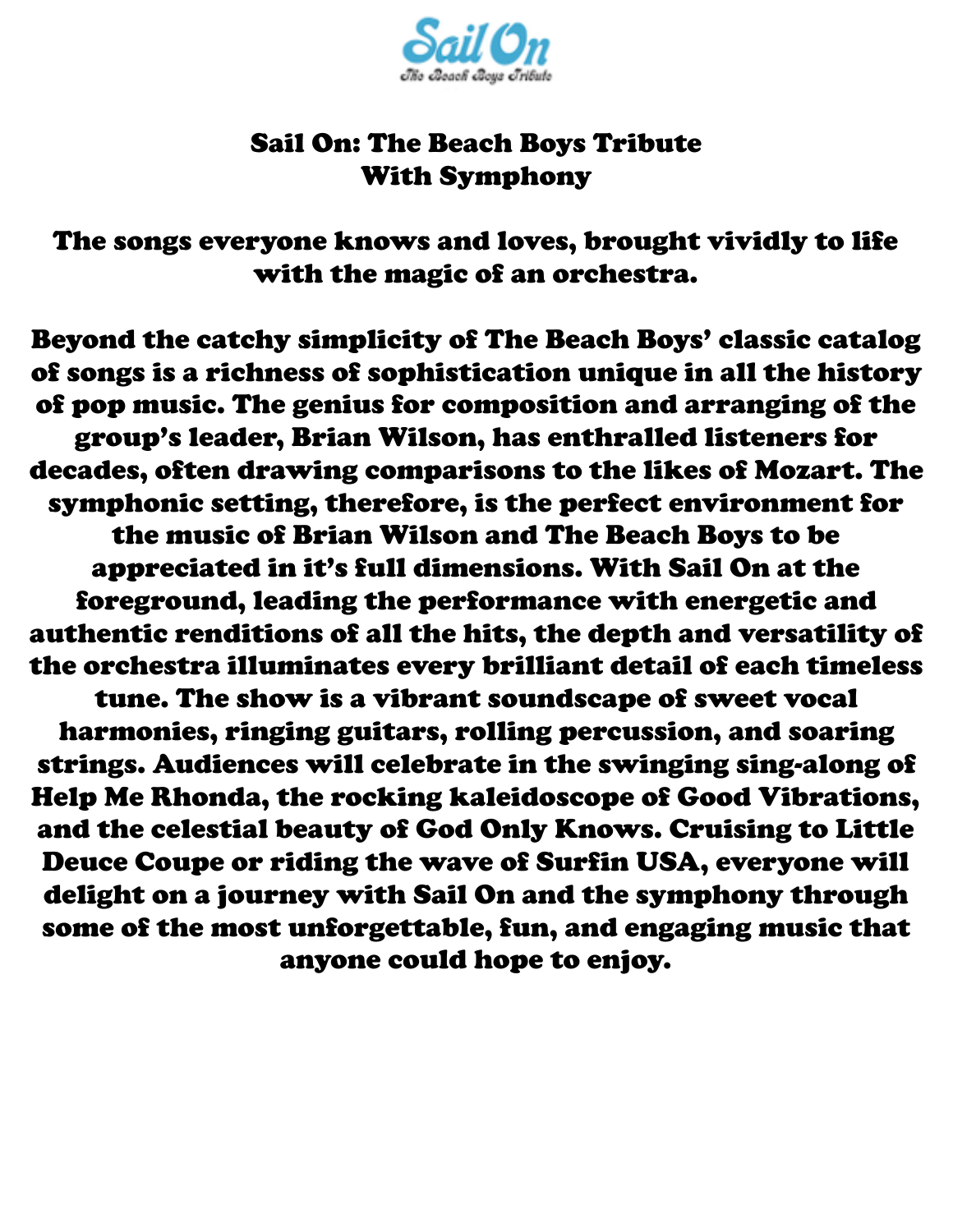Sail On

The Beach Boys Tribute

# Sail On: The Beach Boys Tribute With Symphony

## The songs everyone knows and loves, brought vividly to life with the magic of an orchestra.

Beyond the catchy simplicity of The Beach Boys' classic catalog of songs is a richness of sophistication unique in all the history of pop music. The genius for composition and arranging of the group's leader, Brian Wilson, has enthralled listeners for decades, often drawing comparisons to the likes of Mozart. The symphonic setting, therefore, is the perfect environment for the music of Brian Wilson and The Beach Boys to be appreciated in it's full dimensions. With Sail On at the foreground, leading the performance with energetic and authentic renditions of all the hits, the depth and versatility of the orchestra illuminates every brilliant detail of each timeless tune. The show is a vibrant soundscape of sweet vocal harmonies, ringing guitars, rolling percussion, and soaring strings. Audiences will celebrate in the swinging sing-along of Help Me Rhonda, the rocking kaleidoscope of Good Vibrations, and the celestial beauty of God Only Knows. Cruising to Little Deuce Coupe or riding the wave of Surfin USA, everyone will delight on a journey with Sail On and the symphony through some of the most unforgettable, fun, and engaging music that anyone could hope to enjoy.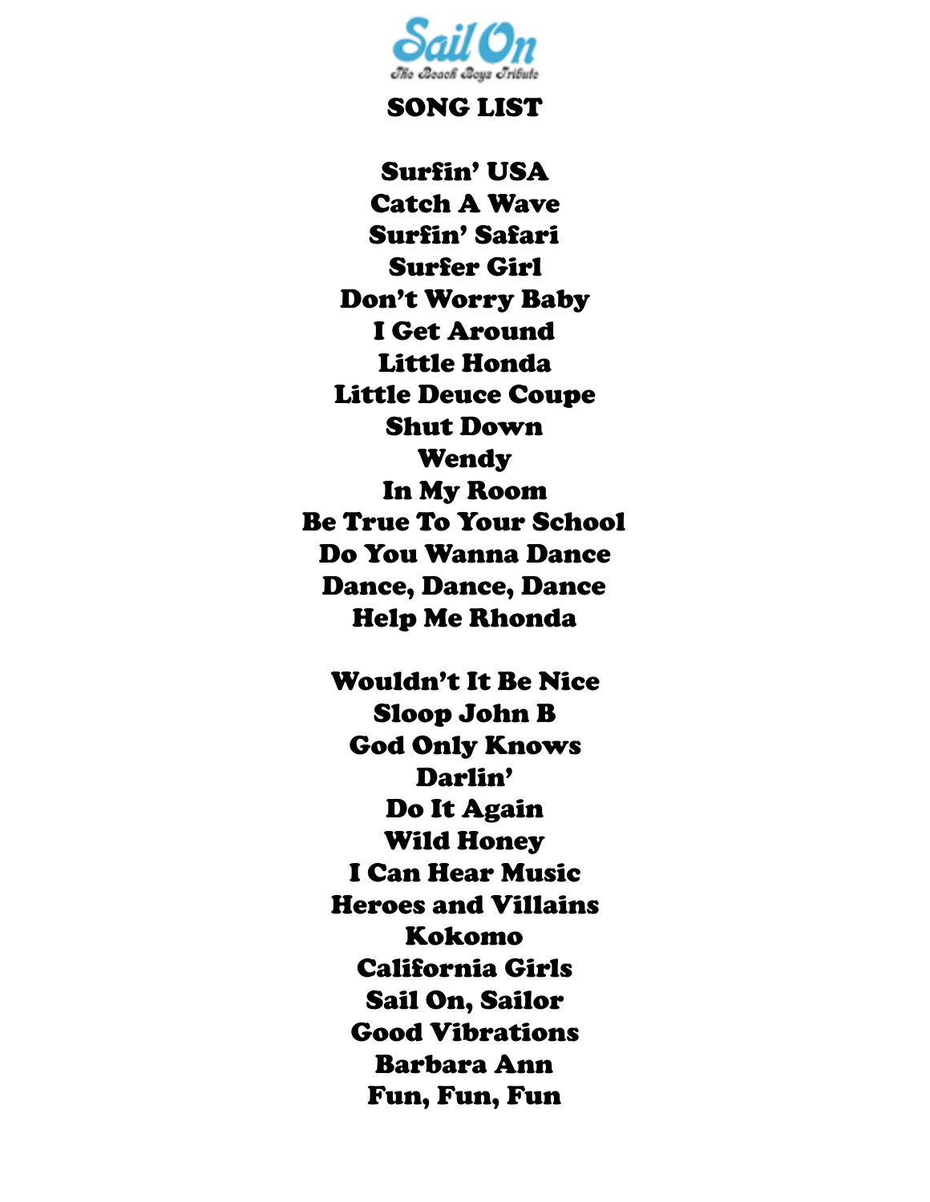Sail On

*The Beach Boys Tribute*

## SONG LIST

**Surfin' USA**
**Catch A Wave**
**Surfin' Safari**
**Surfer Girl**
**Don't Worry Baby**
**I Get Around**
**Little Honda**
**Little Deuce Coupe**
**Shut Down**
**Wendy**
**In My Room**
**Be True To Your School**
**Do You Wanna Dance**
**Dance, Dance, Dance**
**Help Me Rhonda**

**Wouldn't It Be Nice**
**Sloop John B**
**God Only Knows**
**Darlin'**
**Do It Again**
**Wild Honey**
**I Can Hear Music**
**Heroes and Villains**
**Kokomo**
**California Girls**
**Sail On, Sailor**
**Good Vibrations**
**Barbara Ann**
**Fun, Fun, Fun**